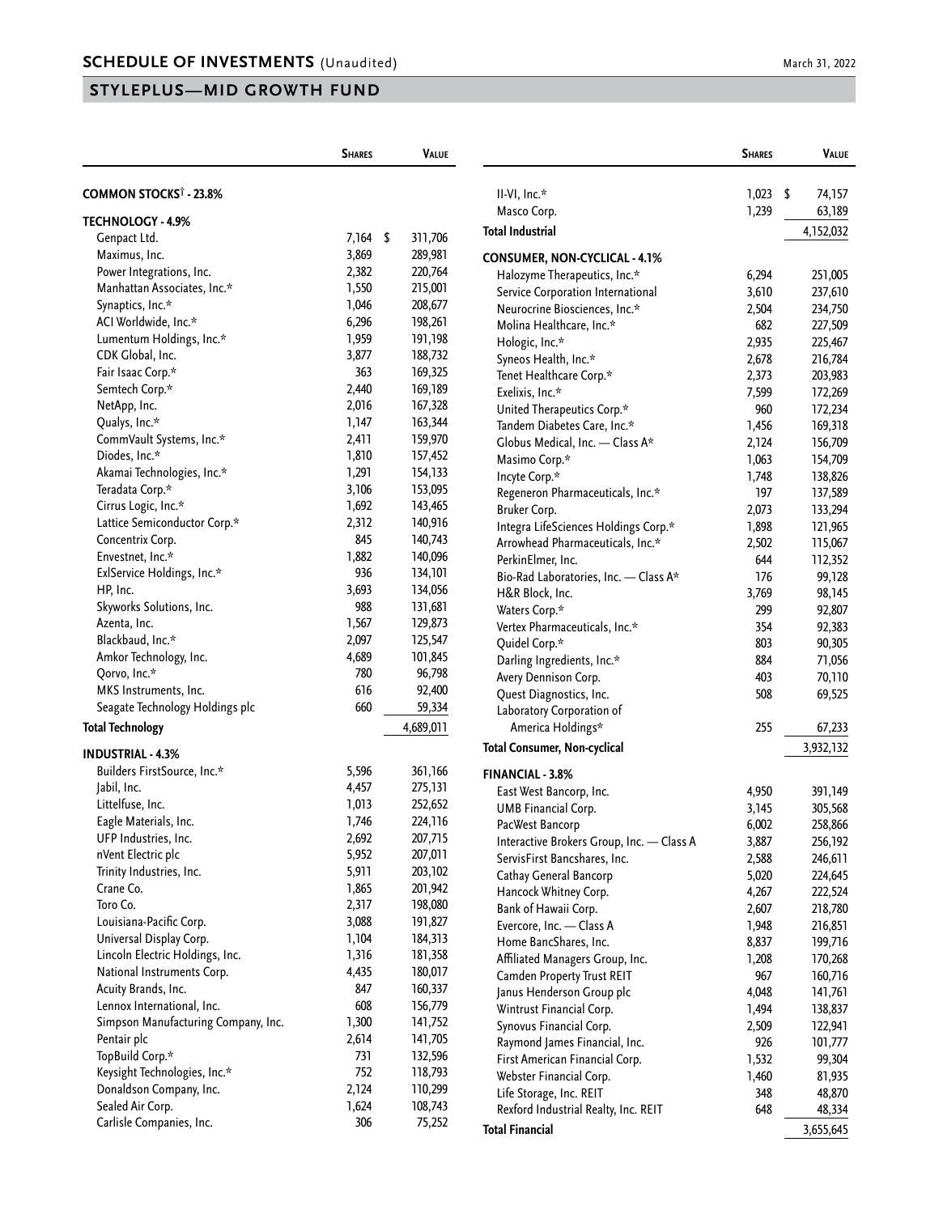## SCHEDULE OF INVESTMENTS (Unaudited)

March 31, 2022

## STYLEPLUS—MID GROWTH FUND

| | Shares | Value |
|---|---|---|
| **COMMON STOCKS† - 23.8%** | | |
| **TECHNOLOGY - 4.9%** | | |
| Genpact Ltd. | 7,164 | $ 311,706 |
| Maximus, Inc. | 3,869 | 289,981 |
| Power Integrations, Inc. | 2,382 | 220,764 |
| Manhattan Associates, Inc.* | 1,550 | 215,001 |
| Synaptics, Inc.* | 1,046 | 208,677 |
| ACI Worldwide, Inc.* | 6,296 | 198,261 |
| Lumentum Holdings, Inc.* | 1,959 | 191,198 |
| CDK Global, Inc. | 3,877 | 188,732 |
| Fair Isaac Corp.* | 363 | 169,325 |
| Semtech Corp.* | 2,440 | 169,189 |
| NetApp, Inc. | 2,016 | 167,328 |
| Qualys, Inc.* | 1,147 | 163,344 |
| CommVault Systems, Inc.* | 2,411 | 159,970 |
| Diodes, Inc.* | 1,810 | 157,452 |
| Akamai Technologies, Inc.* | 1,291 | 154,133 |
| Teradata Corp.* | 3,106 | 153,095 |
| Cirrus Logic, Inc.* | 1,692 | 143,465 |
| Lattice Semiconductor Corp.* | 2,312 | 140,916 |
| Concentrix Corp. | 845 | 140,743 |
| Envestnet, Inc.* | 1,882 | 140,096 |
| ExlService Holdings, Inc.* | 936 | 134,101 |
| HP, Inc. | 3,693 | 134,056 |
| Skyworks Solutions, Inc. | 988 | 131,681 |
| Azenta, Inc. | 1,567 | 129,873 |
| Blackbaud, Inc.* | 2,097 | 125,547 |
| Amkor Technology, Inc. | 4,689 | 101,845 |
| Qorvo, Inc.* | 780 | 96,798 |
| MKS Instruments, Inc. | 616 | 92,400 |
| Seagate Technology Holdings plc | 660 | 59,334 |
| **Total Technology** | | 4,689,011 |
| **INDUSTRIAL - 4.3%** | | |
| Builders FirstSource, Inc.* | 5,596 | 361,166 |
| Jabil, Inc. | 4,457 | 275,131 |
| Littelfuse, Inc. | 1,013 | 252,652 |
| Eagle Materials, Inc. | 1,746 | 224,116 |
| UFP Industries, Inc. | 2,692 | 207,715 |
| nVent Electric plc | 5,952 | 207,011 |
| Trinity Industries, Inc. | 5,911 | 203,102 |
| Crane Co. | 1,865 | 201,942 |
| Toro Co. | 2,317 | 198,080 |
| Louisiana-Pacific Corp. | 3,088 | 191,827 |
| Universal Display Corp. | 1,104 | 184,313 |
| Lincoln Electric Holdings, Inc. | 1,316 | 181,358 |
| National Instruments Corp. | 4,435 | 180,017 |
| Acuity Brands, Inc. | 847 | 160,337 |
| Lennox International, Inc. | 608 | 156,779 |
| Simpson Manufacturing Company, Inc. | 1,300 | 141,752 |
| Pentair plc | 2,614 | 141,705 |
| TopBuild Corp.* | 731 | 132,596 |
| Keysight Technologies, Inc.* | 752 | 118,793 |
| Donaldson Company, Inc. | 2,124 | 110,299 |
| Sealed Air Corp. | 1,624 | 108,743 |
| Carlisle Companies, Inc. | 306 | 75,252 |
| II-VI, Inc.* | 1,023 | $ 74,157 |
| Masco Corp. | 1,239 | 63,189 |
| **Total Industrial** | | 4,152,032 |
| **CONSUMER, NON-CYCLICAL - 4.1%** | | |
| Halozyme Therapeutics, Inc.* | 6,294 | 251,005 |
| Service Corporation International | 3,610 | 237,610 |
| Neurocrine Biosciences, Inc.* | 2,504 | 234,750 |
| Molina Healthcare, Inc.* | 682 | 227,509 |
| Hologic, Inc.* | 2,935 | 225,467 |
| Syneos Health, Inc.* | 2,678 | 216,784 |
| Tenet Healthcare Corp.* | 2,373 | 203,983 |
| Exelixis, Inc.* | 7,599 | 172,269 |
| United Therapeutics Corp.* | 960 | 172,234 |
| Tandem Diabetes Care, Inc.* | 1,456 | 169,318 |
| Globus Medical, Inc. — Class A* | 2,124 | 156,709 |
| Masimo Corp.* | 1,063 | 154,709 |
| Incyte Corp.* | 1,748 | 138,826 |
| Regeneron Pharmaceuticals, Inc.* | 197 | 137,589 |
| Bruker Corp. | 2,073 | 133,294 |
| Integra LifeSciences Holdings Corp.* | 1,898 | 121,965 |
| Arrowhead Pharmaceuticals, Inc.* | 2,502 | 115,067 |
| PerkinElmer, Inc. | 644 | 112,352 |
| Bio-Rad Laboratories, Inc. — Class A* | 176 | 99,128 |
| H&R Block, Inc. | 3,769 | 98,145 |
| Waters Corp.* | 299 | 92,807 |
| Vertex Pharmaceuticals, Inc.* | 354 | 92,383 |
| Quidel Corp.* | 803 | 90,305 |
| Darling Ingredients, Inc.* | 884 | 71,056 |
| Avery Dennison Corp. | 403 | 70,110 |
| Quest Diagnostics, Inc. | 508 | 69,525 |
| Laboratory Corporation of America Holdings* | 255 | 67,233 |
| **Total Consumer, Non-cyclical** | | 3,932,132 |
| **FINANCIAL - 3.8%** | | |
| East West Bancorp, Inc. | 4,950 | 391,149 |
| UMB Financial Corp. | 3,145 | 305,568 |
| PacWest Bancorp | 6,002 | 258,866 |
| Interactive Brokers Group, Inc. — Class A | 3,887 | 256,192 |
| ServisFirst Bancshares, Inc. | 2,588 | 246,611 |
| Cathay General Bancorp | 5,020 | 224,645 |
| Hancock Whitney Corp. | 4,267 | 222,524 |
| Bank of Hawaii Corp. | 2,607 | 218,780 |
| Evercore, Inc. — Class A | 1,948 | 216,851 |
| Home BancShares, Inc. | 8,837 | 199,716 |
| Affiliated Managers Group, Inc. | 1,208 | 170,268 |
| Camden Property Trust REIT | 967 | 160,716 |
| Janus Henderson Group plc | 4,048 | 141,761 |
| Wintrust Financial Corp. | 1,494 | 138,837 |
| Synovus Financial Corp. | 2,509 | 122,941 |
| Raymond James Financial, Inc. | 926 | 101,777 |
| First American Financial Corp. | 1,532 | 99,304 |
| Webster Financial Corp. | 1,460 | 81,935 |
| Life Storage, Inc. REIT | 348 | 48,870 |
| Rexford Industrial Realty, Inc. REIT | 648 | 48,334 |
| **Total Financial** | | 3,655,645 |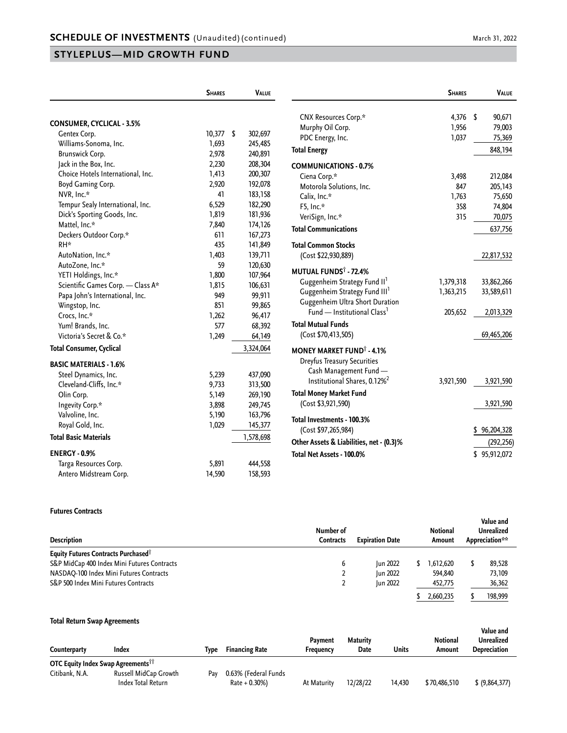## SCHEDULE OF INVESTMENTS (Unaudited) (continued)

## STYLEPLUS—MID GROWTH FUND

| | Shares | Value |
|---|---|---|
| **CONSUMER, CYCLICAL - 3.5%** | | |
| Gentex Corp. | 10,377 | $ 302,697 |
| Williams-Sonoma, Inc. | 1,693 | 245,485 |
| Brunswick Corp. | 2,978 | 240,891 |
| Jack in the Box, Inc. | 2,230 | 208,304 |
| Choice Hotels International, Inc. | 1,413 | 200,307 |
| Boyd Gaming Corp. | 2,920 | 192,078 |
| NVR, Inc.* | 41 | 183,158 |
| Tempur Sealy International, Inc. | 6,529 | 182,290 |
| Dick's Sporting Goods, Inc. | 1,819 | 181,936 |
| Mattel, Inc.* | 7,840 | 174,126 |
| Deckers Outdoor Corp.* | 611 | 167,273 |
| RH* | 435 | 141,849 |
| AutoNation, Inc.* | 1,403 | 139,711 |
| AutoZone, Inc.* | 59 | 120,630 |
| YETI Holdings, Inc.* | 1,800 | 107,964 |
| Scientific Games Corp. — Class A* | 1,815 | 106,631 |
| Papa John's International, Inc. | 949 | 99,911 |
| Wingstop, Inc. | 851 | 99,865 |
| Crocs, Inc.* | 1,262 | 96,417 |
| Yum! Brands, Inc. | 577 | 68,392 |
| Victoria's Secret & Co.* | 1,249 | 64,149 |
| **Total Consumer, Cyclical** | | 3,324,064 |
| **BASIC MATERIALS - 1.6%** | | |
| Steel Dynamics, Inc. | 5,239 | 437,090 |
| Cleveland-Cliffs, Inc.* | 9,733 | 313,500 |
| Olin Corp. | 5,149 | 269,190 |
| Ingevity Corp.* | 3,898 | 249,745 |
| Valvoline, Inc. | 5,190 | 163,796 |
| Royal Gold, Inc. | 1,029 | 145,377 |
| **Total Basic Materials** | | 1,578,698 |
| **ENERGY - 0.9%** | | |
| Targa Resources Corp. | 5,891 | 444,558 |
| Antero Midstream Corp. | 14,590 | 158,593 |
| CNX Resources Corp.* | 4,376 | $ 90,671 |
| Murphy Oil Corp. | 1,956 | 79,003 |
| PDC Energy, Inc. | 1,037 | 75,369 |
| **Total Energy** | | 848,194 |
| **COMMUNICATIONS - 0.7%** | | |
| Ciena Corp.* | 3,498 | 212,084 |
| Motorola Solutions, Inc. | 847 | 205,143 |
| Calix, Inc.* | 1,763 | 75,650 |
| F5, Inc.* | 358 | 74,804 |
| VeriSign, Inc.* | 315 | 70,075 |
| **Total Communications** | | 637,756 |
| **Total Common Stocks** (Cost $22,930,889) | | 22,817,532 |
| **MUTUAL FUNDS† - 72.4%** | | |
| Guggenheim Strategy Fund II[1] | 1,379,318 | 33,862,266 |
| Guggenheim Strategy Fund III[1] | 1,363,215 | 33,589,611 |
| Guggenheim Ultra Short Duration Fund — Institutional Class[1] | 205,652 | 2,013,329 |
| **Total Mutual Funds** (Cost $70,413,505) | | 69,465,206 |
| **MONEY MARKET FUND† - 4.1%** | | |
| Dreyfus Treasury Securities Cash Management Fund — Institutional Shares, 0.12%[2] | 3,921,590 | 3,921,590 |
| **Total Money Market Fund** (Cost $3,921,590) | | 3,921,590 |
| **Total Investments - 100.3%** (Cost $97,265,984) | | $ 96,204,328 |
| **Other Assets & Liabilities, net - (0.3)%** | | (292,256) |
| **Total Net Assets - 100.0%** | | $ 95,912,072 |

**Futures Contracts**

| Description | Number of Contracts | Expiration Date | Notional Amount | Value and Unrealized Appreciation** |
|---|---|---|---|---|
| **Equity Futures Contracts Purchased†** | | | | |
| S&P MidCap 400 Index Mini Futures Contracts | 6 | Jun 2022 | $ 1,612,620 | $ 89,528 |
| NASDAQ-100 Index Mini Futures Contracts | 2 | Jun 2022 | 594,840 | 73,109 |
| S&P 500 Index Mini Futures Contracts | 2 | Jun 2022 | 452,775 | 36,362 |
| | | | $ 2,660,235 | $ 198,999 |

**Total Return Swap Agreements**

| Counterparty | Index | Type | Financing Rate | Payment Frequency | Maturity Date | Units | Notional Amount | Value and Unrealized Depreciation |
|---|---|---|---|---|---|---|---|---|
| **OTC Equity Index Swap Agreements††** | | | | | | | | |
| Citibank, N.A. | Russell MidCap Growth Index Total Return | Pay | 0.63% (Federal Funds Rate + 0.30%) | At Maturity | 12/28/22 | 14,430 | $ 70,486,510 | $ (9,864,377) |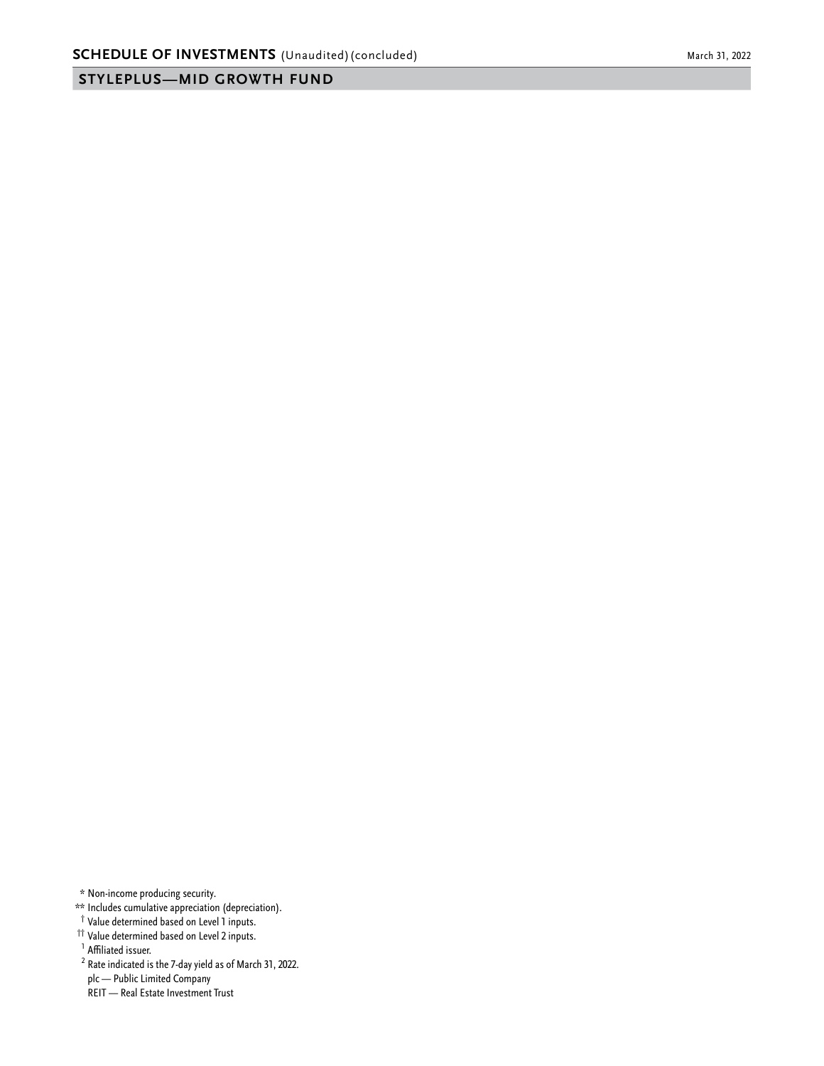## STYLEPLUS—MID GROWTH FUND

\* Non-income producing security.

\*\* Includes cumulative appreciation (depreciation).

† Value determined based on Level 1 inputs.

†† Value determined based on Level 2 inputs.

[1] Affiliated issuer.

[2] Rate indicated is the 7-day yield as of March 31, 2022.

plc — Public Limited Company

REIT — Real Estate Investment Trust